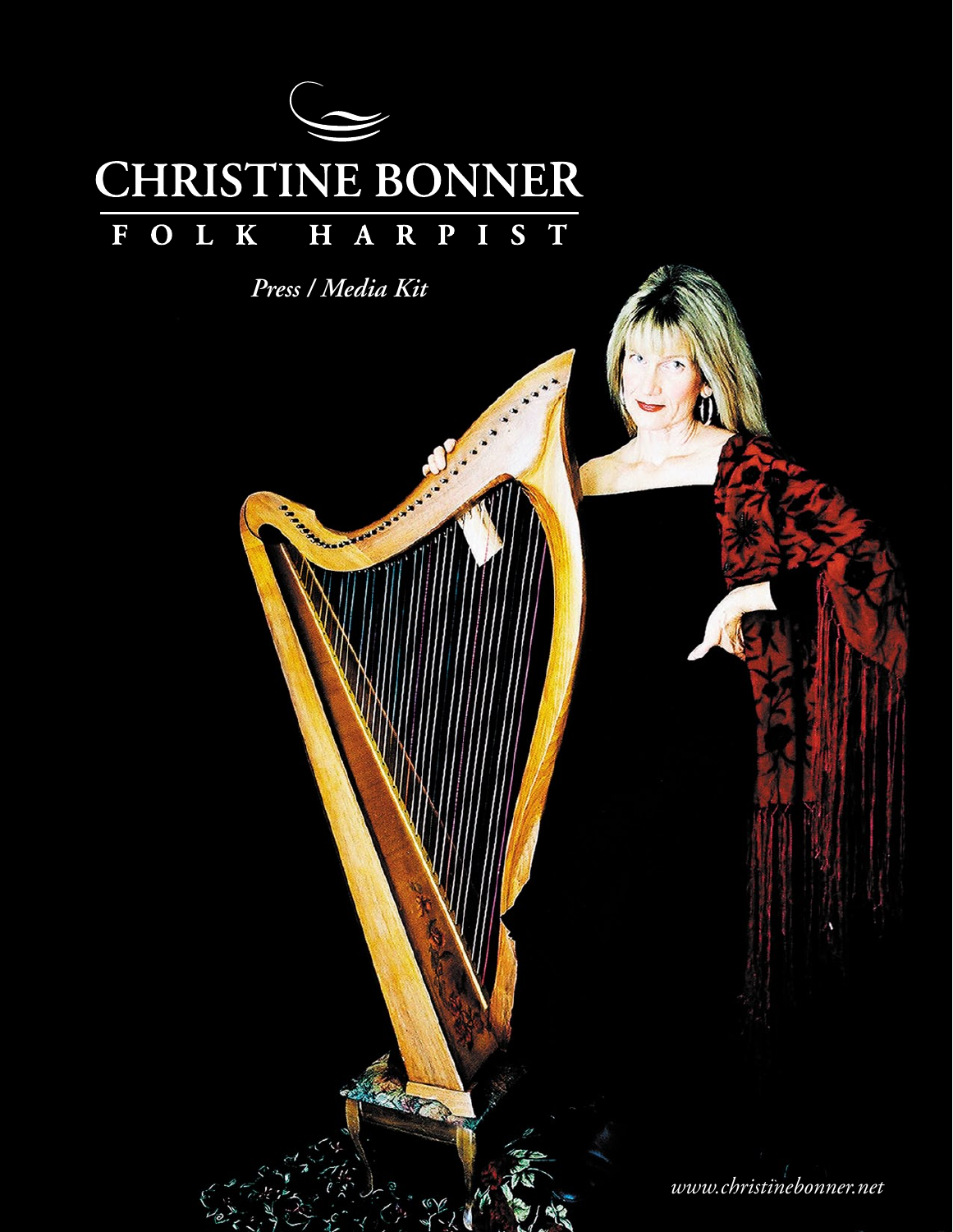# CHRISTINE BONNER

## FOLK HARPIST

*Press / Media Kit*

*www.christinebonner.net*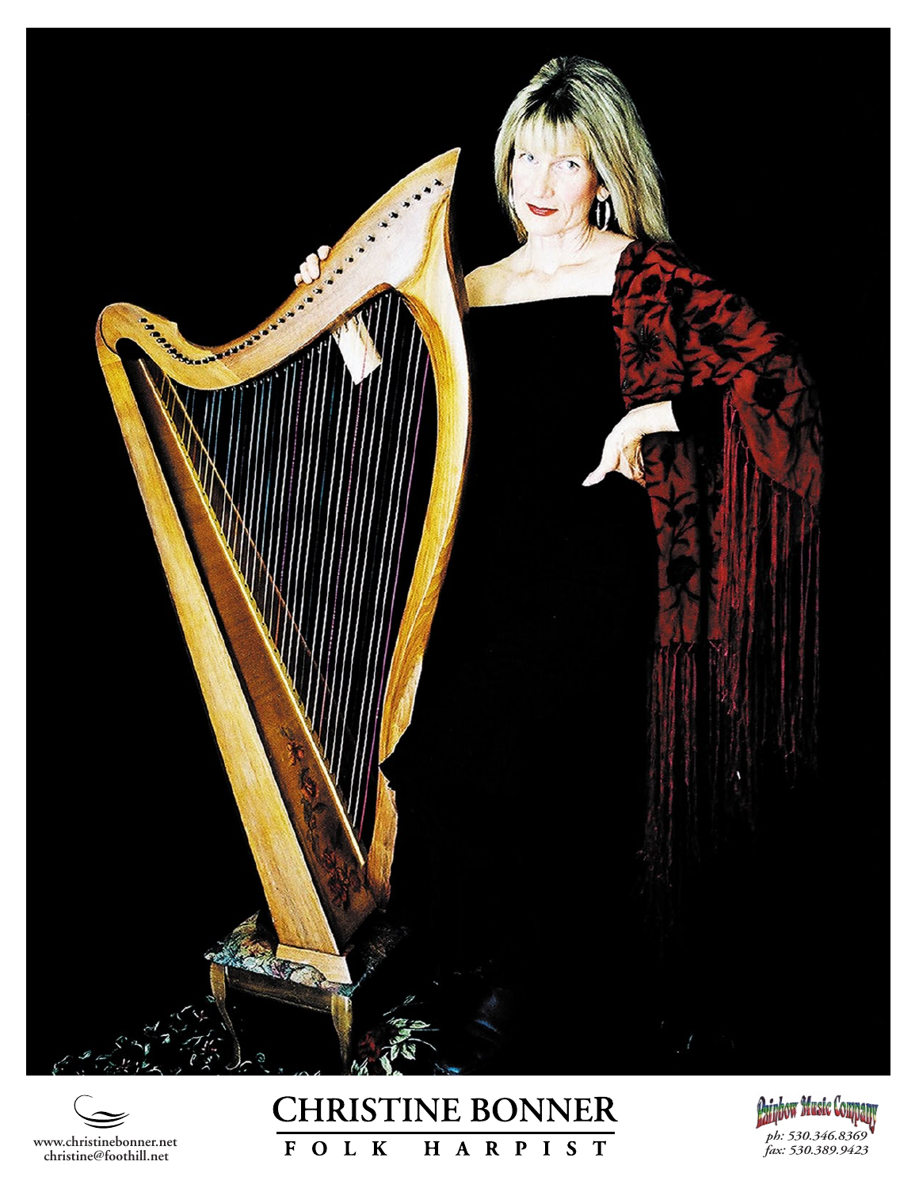www.christinebonner.net
christine@foothill.net

# CHRISTINE BONNER

FOLK HARPIST

Rainbow Music Company
ph: 530.346.8369
fax: 530.389.9423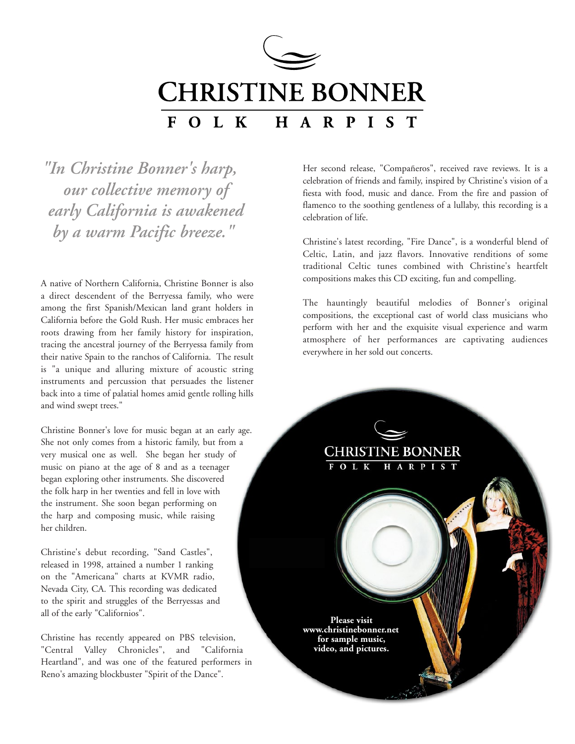# CHRISTINE BONNER

## FOLK HARPIST

*"In Christine Bonner's harp, our collective memory of early California is awakened by a warm Pacific breeze."*

A native of Northern California, Christine Bonner is also a direct descendent of the Berryessa family, who were among the first Spanish/Mexican land grant holders in California before the Gold Rush. Her music embraces her roots drawing from her family history for inspiration, tracing the ancestral journey of the Berryessa family from their native Spain to the ranchos of California. The result is "a unique and alluring mixture of acoustic string instruments and percussion that persuades the listener back into a time of palatial homes amid gentle rolling hills and wind swept trees."

Christine Bonner's love for music began at an early age. She not only comes from a historic family, but from a very musical one as well. She began her study of music on piano at the age of 8 and as a teenager began exploring other instruments. She discovered the folk harp in her twenties and fell in love with the instrument. She soon began performing on the harp and composing music, while raising her children.

Christine's debut recording, "Sand Castles", released in 1998, attained a number 1 ranking on the "Americana" charts at KVMR radio, Nevada City, CA. This recording was dedicated to the spirit and struggles of the Berryessas and all of the early "Californios".

Christine has recently appeared on PBS television, "Central Valley Chronicles", and "California Heartland", and was one of the featured performers in Reno's amazing blockbuster "Spirit of the Dance".

Her second release, "Compañeros", received rave reviews. It is a celebration of friends and family, inspired by Christine's vision of a fiesta with food, music and dance. From the fire and passion of flamenco to the soothing gentleness of a lullaby, this recording is a celebration of life.

Christine's latest recording, "Fire Dance", is a wonderful blend of Celtic, Latin, and jazz flavors. Innovative renditions of some traditional Celtic tunes combined with Christine's heartfelt compositions makes this CD exciting, fun and compelling.

The hauntingly beautiful melodies of Bonner's original compositions, the exceptional cast of world class musicians who perform with her and the exquisite visual experience and warm atmosphere of her performances are captivating audiences everywhere in her sold out concerts.

CHRISTINE BONNER

FOLK HARPIST

**Please visit www.christinebonner.net for sample music, video, and pictures.**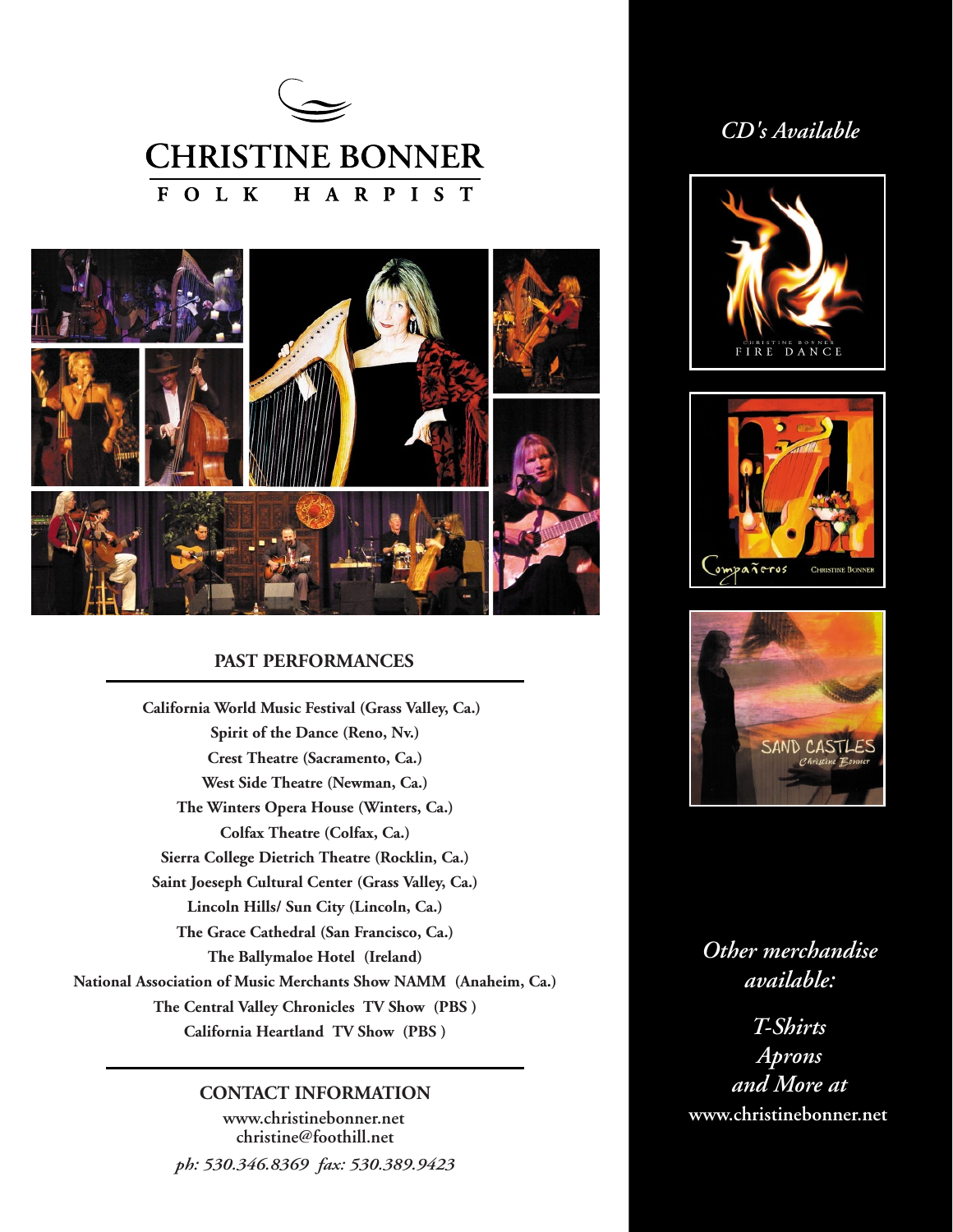# CHRISTINE BONNER

FOLK HARPIST

## PAST PERFORMANCES

California World Music Festival (Grass Valley, Ca.)
Spirit of the Dance (Reno, Nv.)
Crest Theatre (Sacramento, Ca.)
West Side Theatre (Newman, Ca.)
The Winters Opera House (Winters, Ca.)
Colfax Theatre (Colfax, Ca.)
Sierra College Dietrich Theatre (Rocklin, Ca.)
Saint Joeseph Cultural Center (Grass Valley, Ca.)
Lincoln Hills/ Sun City (Lincoln, Ca.)
The Grace Cathedral (San Francisco, Ca.)
The Ballymaloe Hotel (Ireland)
National Association of Music Merchants Show NAMM (Anaheim, Ca.)
The Central Valley Chronicles TV Show (PBS )
California Heartland TV Show (PBS )

## CONTACT INFORMATION

www.christinebonner.net
christine@foothill.net

*ph: 530.346.8369 fax: 530.389.9423*

*CD's Available*

CHRISTINE BONNER FIRE DANCE

Compañeros CHRISTINE BONNER

SAND CASTLES Christine Bonner

*Other merchandise available:*

*T-Shirts*
*Aprons*
*and More at*
www.christinebonner.net